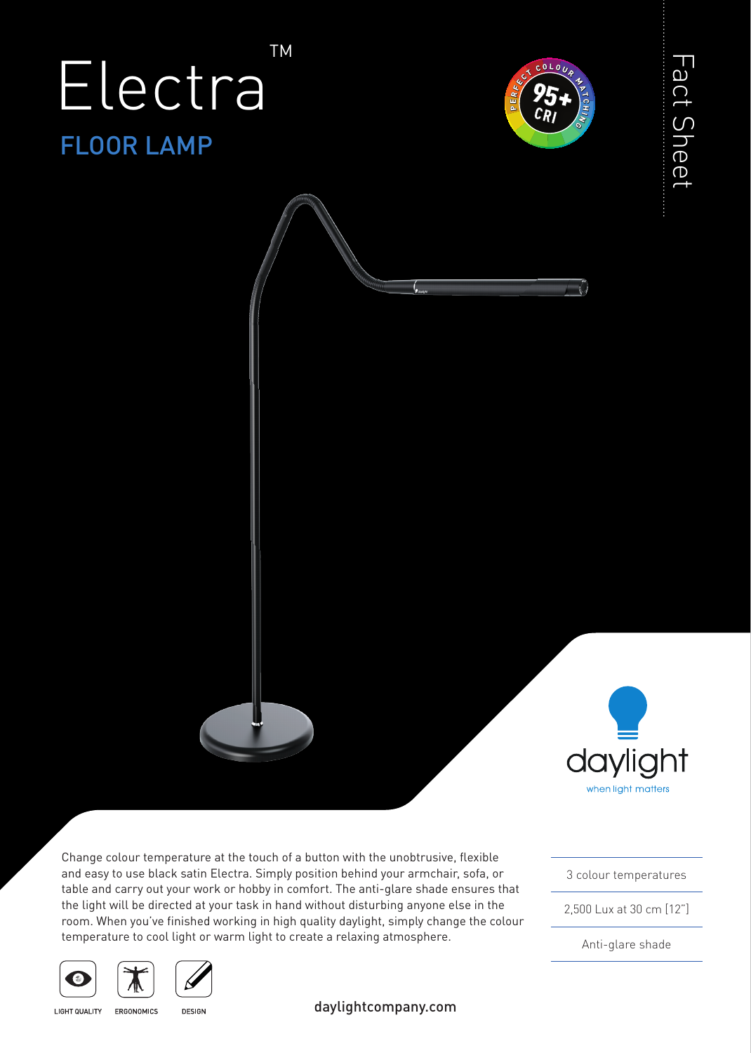# Electra™

## FLOOR LAMP

PERFECT COLOUR MATCHING 95+ CRI

Fact Sheet

daylight

when light matters

Change colour temperature at the touch of a button with the unobtrusive, flexible and easy to use black satin Electra. Simply position behind your armchair, sofa, or table and carry out your work or hobby in comfort. The anti-glare shade ensures that the light will be directed at your task in hand without disturbing anyone else in the room. When you've finished working in high quality daylight, simply change the colour temperature to cool light or warm light to create a relaxing atmosphere.

- 3 colour temperatures
- 2,500 Lux at 30 cm [12"]
- Anti-glare shade

LIGHT QUALITY | ERGONOMICS | DESIGN

daylightcompany.com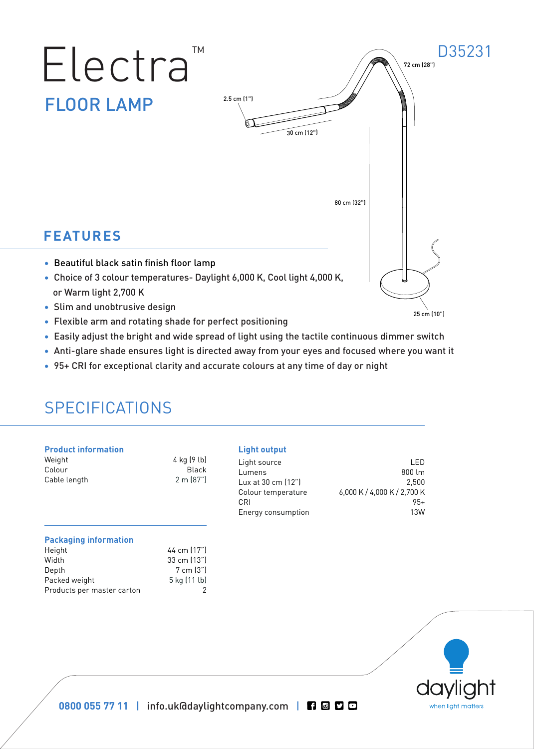# Electra™

D35231

## FLOOR LAMP

2.5 cm (1")

30 cm (12")

72 cm (28")

80 cm (32")

25 cm (10")

## FEATURES

- Beautiful black satin finish floor lamp
- Choice of 3 colour temperatures- Daylight 6,000 K, Cool light 4,000 K, or Warm light 2,700 K
- Slim and unobtrusive design
- Flexible arm and rotating shade for perfect positioning
- Easily adjust the bright and wide spread of light using the tactile continuous dimmer switch
- Anti-glare shade ensures light is directed away from your eyes and focused where you want it
- 95+ CRI for exceptional clarity and accurate colours at any time of day or night

## SPECIFICATIONS

### Product information

| | |
|---|---|
| Weight | 4 kg (9 lb) |
| Colour | Black |
| Cable length | 2 m (87") |

### Light output

| | |
|---|---|
| Light source | LED |
| Lumens | 800 lm |
| Lux at 30 cm (12") | 2,500 |
| Colour temperature | 6,000 K / 4,000 K / 2,700 K |
| CRI | 95+ |
| Energy consumption | 13W |

### Packaging information

| | |
|---|---|
| Height | 44 cm (17") |
| Width | 33 cm (13") |
| Depth | 7 cm (3") |
| Packed weight | 5 kg (11 lb) |
| Products per master carton | 2 |

0800 055 77 11 | info.uk@daylightcompany.com |

daylight
when light matters